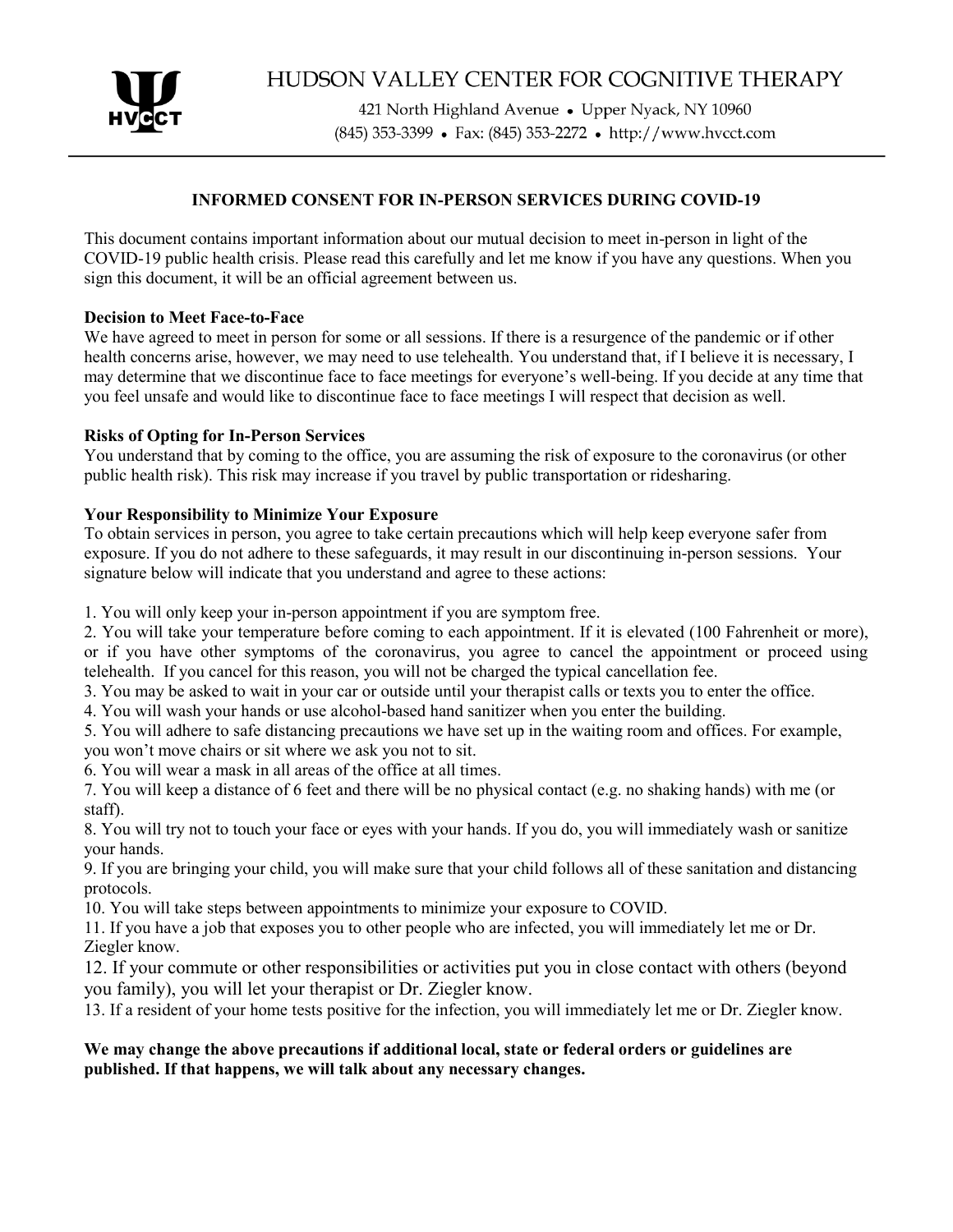HUDSON VALLEY CENTER FOR COGNITIVE THERAPY

421 North Highland Avenue • Upper Nyack, NY 10960
(845) 353-3399 • Fax: (845) 353-2272 • http://www.hvcct.com

## INFORMED CONSENT FOR IN-PERSON SERVICES DURING COVID-19

This document contains important information about our mutual decision to meet in-person in light of the COVID-19 public health crisis. Please read this carefully and let me know if you have any questions. When you sign this document, it will be an official agreement between us.

**Decision to Meet Face-to-Face**

We have agreed to meet in person for some or all sessions. If there is a resurgence of the pandemic or if other health concerns arise, however, we may need to use telehealth. You understand that, if I believe it is necessary, I may determine that we discontinue face to face meetings for everyone's well-being. If you decide at any time that you feel unsafe and would like to discontinue face to face meetings I will respect that decision as well.

**Risks of Opting for In-Person Services**

You understand that by coming to the office, you are assuming the risk of exposure to the coronavirus (or other public health risk). This risk may increase if you travel by public transportation or ridesharing.

**Your Responsibility to Minimize Your Exposure**

To obtain services in person, you agree to take certain precautions which will help keep everyone safer from exposure. If you do not adhere to these safeguards, it may result in our discontinuing in-person sessions. Your signature below will indicate that you understand and agree to these actions:

1. You will only keep your in-person appointment if you are symptom free.
2. You will take your temperature before coming to each appointment. If it is elevated (100 Fahrenheit or more), or if you have other symptoms of the coronavirus, you agree to cancel the appointment or proceed using telehealth. If you cancel for this reason, you will not be charged the typical cancellation fee.
3. You may be asked to wait in your car or outside until your therapist calls or texts you to enter the office.
4. You will wash your hands or use alcohol-based hand sanitizer when you enter the building.
5. You will adhere to safe distancing precautions we have set up in the waiting room and offices. For example, you won't move chairs or sit where we ask you not to sit.
6. You will wear a mask in all areas of the office at all times.
7. You will keep a distance of 6 feet and there will be no physical contact (e.g. no shaking hands) with me (or staff).
8. You will try not to touch your face or eyes with your hands. If you do, you will immediately wash or sanitize your hands.
9. If you are bringing your child, you will make sure that your child follows all of these sanitation and distancing protocols.
10. You will take steps between appointments to minimize your exposure to COVID.
11. If you have a job that exposes you to other people who are infected, you will immediately let me or Dr. Ziegler know.
12. If your commute or other responsibilities or activities put you in close contact with others (beyond you family), you will let your therapist or Dr. Ziegler know.
13. If a resident of your home tests positive for the infection, you will immediately let me or Dr. Ziegler know.

**We may change the above precautions if additional local, state or federal orders or guidelines are published. If that happens, we will talk about any necessary changes.**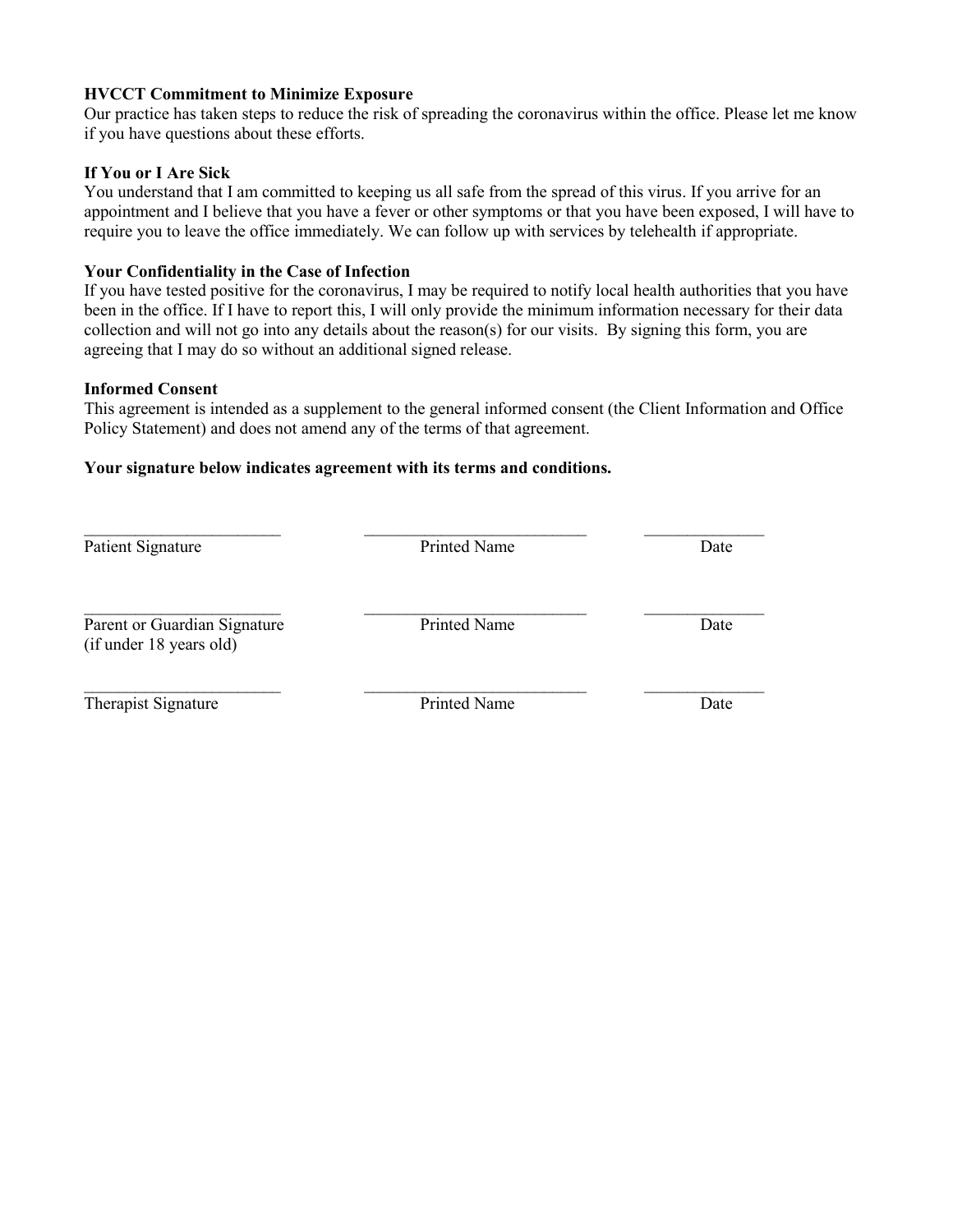**HVCCT Commitment to Minimize Exposure**
Our practice has taken steps to reduce the risk of spreading the coronavirus within the office. Please let me know if you have questions about these efforts.

**If You or I Are Sick**
You understand that I am committed to keeping us all safe from the spread of this virus. If you arrive for an appointment and I believe that you have a fever or other symptoms or that you have been exposed, I will have to require you to leave the office immediately. We can follow up with services by telehealth if appropriate.

**Your Confidentiality in the Case of Infection**
If you have tested positive for the coronavirus, I may be required to notify local health authorities that you have been in the office. If I have to report this, I will only provide the minimum information necessary for their data collection and will not go into any details about the reason(s) for our visits. By signing this form, you are agreeing that I may do so without an additional signed release.

**Informed Consent**
This agreement is intended as a supplement to the general informed consent (the Client Information and Office Policy Statement) and does not amend any of the terms of that agreement.

**Your signature below indicates agreement with its terms and conditions.**

| | | |
|---|---|---|
| ________________________ | ___________________________ | ______________ |
| Patient Signature | Printed Name | Date |
| ________________________ | ___________________________ | ______________ |
| Parent or Guardian Signature (if under 18 years old) | Printed Name | Date |
| ________________________ | ___________________________ | ______________ |
| Therapist Signature | Printed Name | Date |